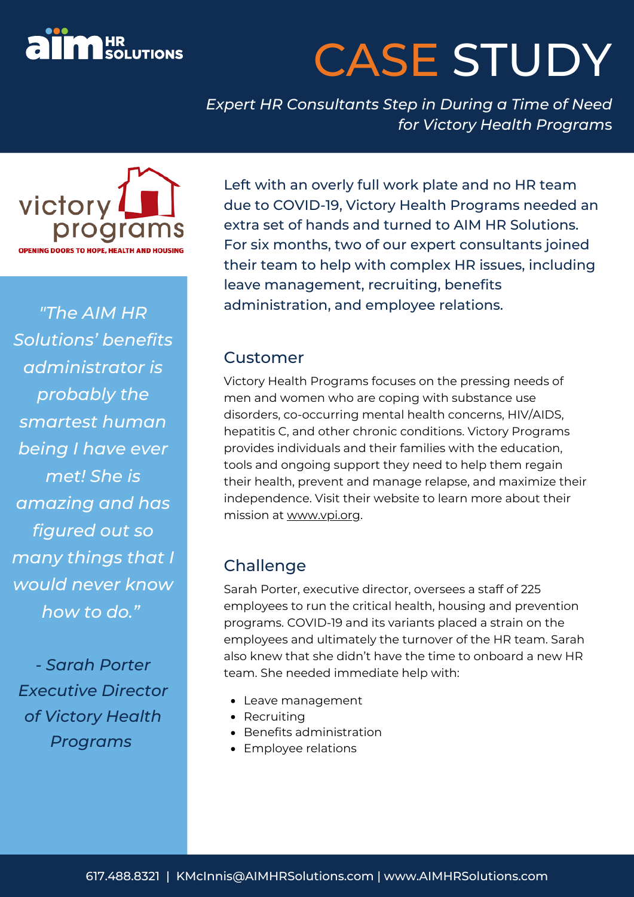# CASE STUDY

*Expert HR Consultants Step in During a Time of Need for Victory Health Programs*

victory programs

OPENING DOORS TO HOPE, HEALTH AND HOUSING

Left with an overly full work plate and no HR team due to COVID-19, Victory Health Programs needed an extra set of hands and turned to AIM HR Solutions. For six months, two of our expert consultants joined their team to help with complex HR issues, including leave management, recruiting, benefits administration, and employee relations.

*"The AIM HR Solutions' benefits administrator is probably the smartest human being I have ever met! She is amazing and has figured out so many things that I would never know how to do."*

*- Sarah Porter Executive Director of Victory Health Programs*

## Customer

Victory Health Programs focuses on the pressing needs of men and women who are coping with substance use disorders, co-occurring mental health concerns, HIV/AIDS, hepatitis C, and other chronic conditions. Victory Programs provides individuals and their families with the education, tools and ongoing support they need to help them regain their health, prevent and manage relapse, and maximize their independence. Visit their website to learn more about their mission at www.vpi.org.

## Challenge

Sarah Porter, executive director, oversees a staff of 225 employees to run the critical health, housing and prevention programs. COVID-19 and its variants placed a strain on the employees and ultimately the turnover of the HR team. Sarah also knew that she didn't have the time to onboard a new HR team. She needed immediate help with:

- Leave management
- Recruiting
- Benefits administration
- Employee relations

617.488.8321 | KMcInnis@AIMHRSolutions.com | www.AIMHRSolutions.com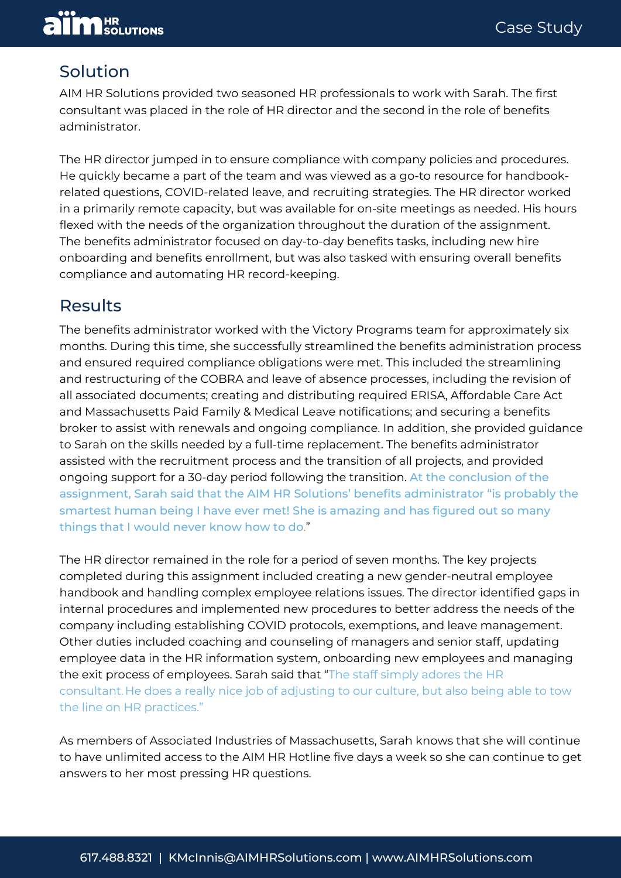## Solution

AIM HR Solutions provided two seasoned HR professionals to work with Sarah. The first consultant was placed in the role of HR director and the second in the role of benefits administrator.

The HR director jumped in to ensure compliance with company policies and procedures. He quickly became a part of the team and was viewed as a go-to resource for handbook-related questions, COVID-related leave, and recruiting strategies. The HR director worked in a primarily remote capacity, but was available for on-site meetings as needed. His hours flexed with the needs of the organization throughout the duration of the assignment. The benefits administrator focused on day-to-day benefits tasks, including new hire onboarding and benefits enrollment, but was also tasked with ensuring overall benefits compliance and automating HR record-keeping.

## Results

The benefits administrator worked with the Victory Programs team for approximately six months. During this time, she successfully streamlined the benefits administration process and ensured required compliance obligations were met. This included the streamlining and restructuring of the COBRA and leave of absence processes, including the revision of all associated documents; creating and distributing required ERISA, Affordable Care Act and Massachusetts Paid Family & Medical Leave notifications; and securing a benefits broker to assist with renewals and ongoing compliance. In addition, she provided guidance to Sarah on the skills needed by a full-time replacement. The benefits administrator assisted with the recruitment process and the transition of all projects, and provided ongoing support for a 30-day period following the transition. At the conclusion of the assignment, Sarah said that the AIM HR Solutions' benefits administrator "is probably the smartest human being I have ever met! She is amazing and has figured out so many things that I would never know how to do."

The HR director remained in the role for a period of seven months. The key projects completed during this assignment included creating a new gender-neutral employee handbook and handling complex employee relations issues. The director identified gaps in internal procedures and implemented new procedures to better address the needs of the company including establishing COVID protocols, exemptions, and leave management. Other duties included coaching and counseling of managers and senior staff, updating employee data in the HR information system, onboarding new employees and managing the exit process of employees. Sarah said that "The staff simply adores the HR consultant. He does a really nice job of adjusting to our culture, but also being able to tow the line on HR practices."

As members of Associated Industries of Massachusetts, Sarah knows that she will continue to have unlimited access to the AIM HR Hotline five days a week so she can continue to get answers to her most pressing HR questions.